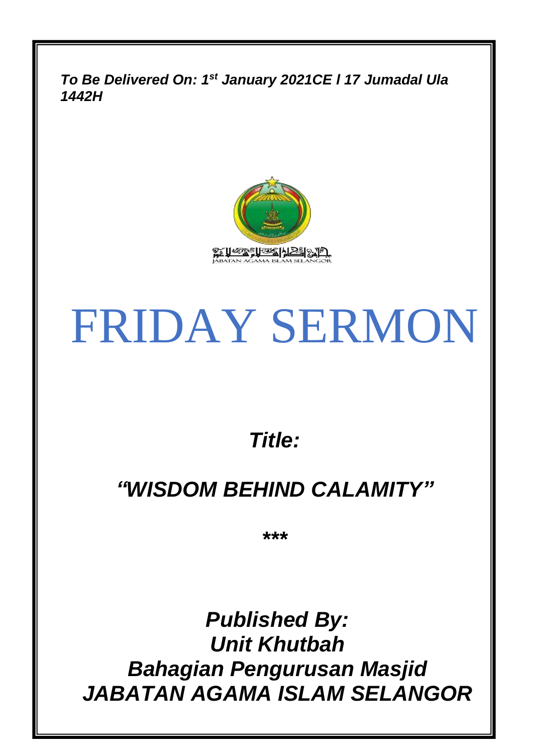***To Be Delivered On: 1st January 2021CE l 17 Jumadal Ula 1442H***

JABATAN AGAMA ISLAM SELANGOR

# FRIDAY SERMON

***Title:***

## ***"WISDOM BEHIND CALAMITY"***

**\*\*\***

***Published By:***
***Unit Khutbah***
***Bahagian Pengurusan Masjid***
***JABATAN AGAMA ISLAM SELANGOR***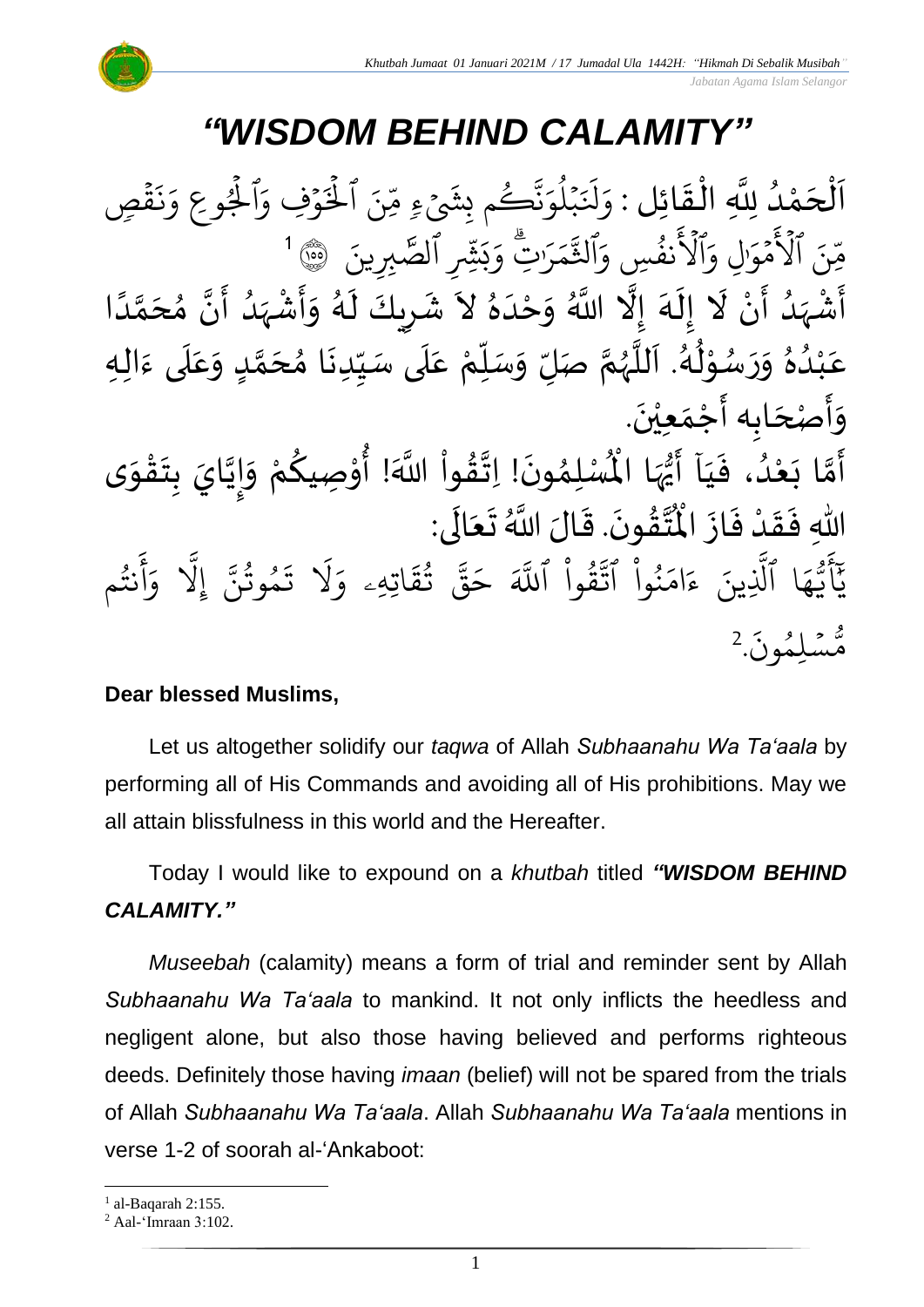# *"WISDOM BEHIND CALAMITY"*

اَلْحَمْدُ لِلَّهِ الْقَائِلِ : وَلَنَبۡلُوَنَّكُم بِشَيۡءٖ مِّنَ ٱلۡخَوۡفِ وَٱلۡجُوعِ وَنَقۡصٖ مِّنَ ٱلۡأَمۡوَٰلِ وَٱلۡأَنفُسِ وَٱلثَّمَرَٰتِۗ وَبَشِّرِ ٱلصَّٰبِرِينَ ١٥٥ [1]

أَشْهَدُ أَنْ لَا إِلَهَ إِلَّا اللَّهُ وَحْدَهُ لاَ شَرِيكَ لَهُ وَأَشْهَدُ أَنَّ مُحَمَّدًا عَبْدُهُ وَرَسُوْلُهُ. اَللَّهُمَّ صَلِّ وَسَلِّمْ عَلَى سَيِّدِنَا مُحَمَّدٍ وَعَلَى ءَالِهِ وَأَصْحَابِه أَجْمَعِيْنَ.

أَمَّا بَعْدُ، فَيَا أَيُّهَا الْمُسْلِمُونَ! اِتَّقُواْ اللَّهَ! أُوْصِيكُمْ وَإِيَّايَ بِتَقْوَى اللهِ فَقَدْ فَازَ الْمُتَّقُونَ. قَالَ اللَّهُ تَعَالَى:

يَٰٓأَيُّهَا ٱلَّذِينَ ءَامَنُواْ ٱتَّقُواْ ٱللَّهَ حَقَّ تُقَاتِهِۦ وَلَا تَمُوتُنَّ إِلَّا وَأَنتُم مُّسۡلِمُونَ.[2]

**Dear blessed Muslims,**

Let us altogether solidify our *taqwa* of Allah *Subhaanahu Wa Ta'aala* by performing all of His Commands and avoiding all of His prohibitions. May we all attain blissfulness in this world and the Hereafter.

Today I would like to expound on a *khutbah* titled ***"WISDOM BEHIND CALAMITY."***

*Museebah* (calamity) means a form of trial and reminder sent by Allah *Subhaanahu Wa Ta'aala* to mankind. It not only inflicts the heedless and negligent alone, but also those having believed and performs righteous deeds. Definitely those having *imaan* (belief) will not be spared from the trials of Allah *Subhaanahu Wa Ta'aala*. Allah *Subhaanahu Wa Ta'aala* mentions in verse 1-2 of soorah al-'Ankaboot:

---

[1] al-Baqarah 2:155.

[2] Aal-'Imraan 3:102.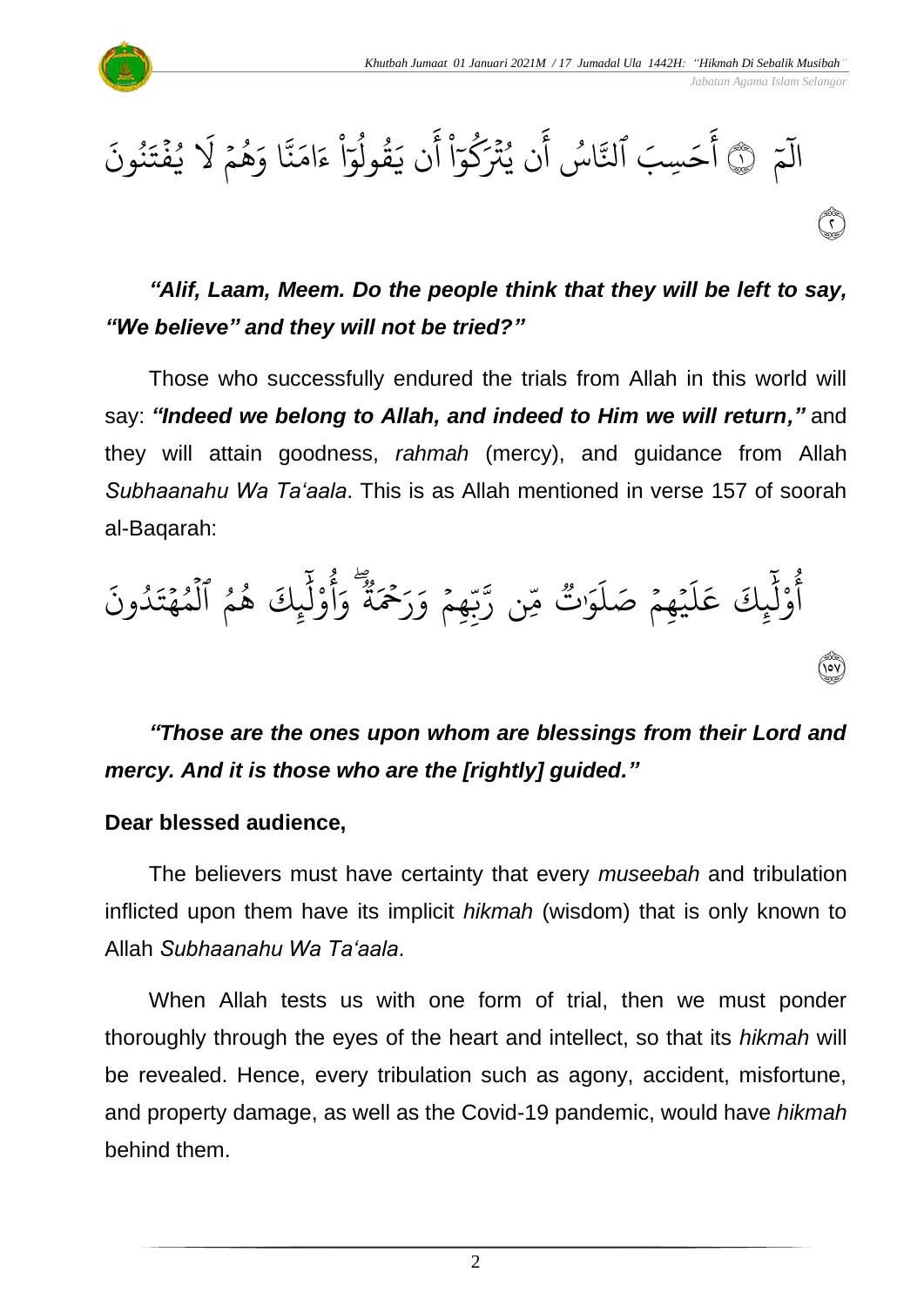الٓمٓ ١ أَحَسِبَ ٱلنَّاسُ أَن يُتۡرَكُوٓاْ أَن يَقُولُوٓاْ ءَامَنَّا وَهُمۡ لَا يُفۡتَنُونَ ٢

***"Alif, Laam, Meem. Do the people think that they will be left to say, "We believe" and they will not be tried?"***

Those who successfully endured the trials from Allah in this world will say: ***"Indeed we belong to Allah, and indeed to Him we will return,"*** and they will attain goodness, *rahmah* (mercy), and guidance from Allah *Subhaanahu Wa Ta'aala*. This is as Allah mentioned in verse 157 of soorah al-Baqarah:

أُوْلَٰٓئِكَ عَلَيۡهِمۡ صَلَوَٰتٞ مِّن رَّبِّهِمۡ وَرَحۡمَةٞۖ وَأُوْلَٰٓئِكَ هُمُ ٱلۡمُهۡتَدُونَ ١٥٧

***"Those are the ones upon whom are blessings from their Lord and mercy. And it is those who are the [rightly] guided."***

**Dear blessed audience,**

The believers must have certainty that every *museebah* and tribulation inflicted upon them have its implicit *hikmah* (wisdom) that is only known to Allah *Subhaanahu Wa Ta'aala*.

When Allah tests us with one form of trial, then we must ponder thoroughly through the eyes of the heart and intellect, so that its *hikmah* will be revealed. Hence, every tribulation such as agony, accident, misfortune, and property damage, as well as the Covid-19 pandemic, would have *hikmah* behind them.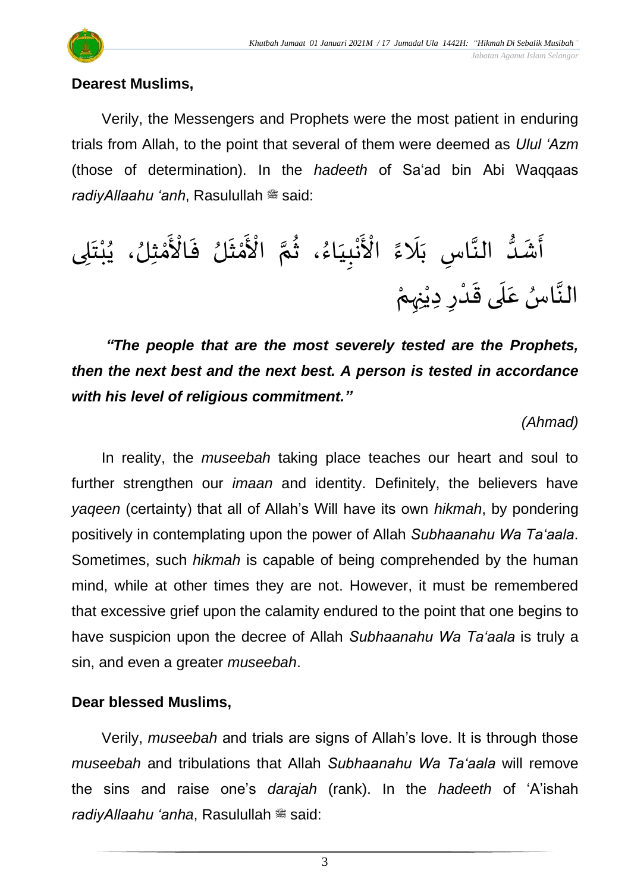**Dearest Muslims,**

Verily, the Messengers and Prophets were the most patient in enduring trials from Allah, to the point that several of them were deemed as *Ulul 'Azm* (those of determination). In the *hadeeth* of Sa'ad bin Abi Waqqaas *radiyAllaahu 'anh*, Rasulullah ﷺ said:

أَشَدُّ النَّاسِ بَلَاءً الْأَنْبِيَاءُ، ثُمَّ الْأَمْثَلُ فَالْأَمْثَلُ، يُبْتَلِى النَّاسُ عَلَى قَدْرِ دِيْنِهِمْ

***"The people that are the most severely tested are the Prophets, then the next best and the next best. A person is tested in accordance with his level of religious commitment."***

*(Ahmad)*

In reality, the *museebah* taking place teaches our heart and soul to further strengthen our *imaan* and identity. Definitely, the believers have *yaqeen* (certainty) that all of Allah's Will have its own *hikmah*, by pondering positively in contemplating upon the power of Allah *Subhaanahu Wa Ta'aala*. Sometimes, such *hikmah* is capable of being comprehended by the human mind, while at other times they are not. However, it must be remembered that excessive grief upon the calamity endured to the point that one begins to have suspicion upon the decree of Allah *Subhaanahu Wa Ta'aala* is truly a sin, and even a greater *museebah*.

**Dear blessed Muslims,**

Verily, *museebah* and trials are signs of Allah's love. It is through those *museebah* and tribulations that Allah *Subhaanahu Wa Ta'aala* will remove the sins and raise one's *darajah* (rank). In the *hadeeth* of 'A'ishah *radiyAllaahu 'anha*, Rasulullah ﷺ said: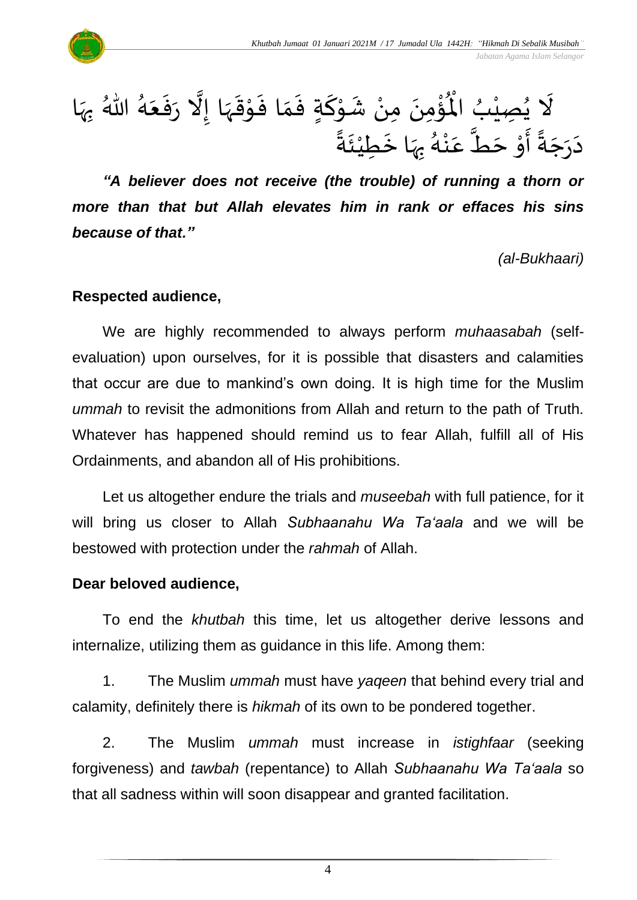لَا يُصِيْبُ الْمُؤْمِنَ مِنْ شَوْكَةٍ فَمَا فَوْقَهَا إِلَّا رَفَعَهُ اللهُ بِهَا دَرَجَةً أَوْ حَطَّ عَنْهُ بِهَا خَطِيْئَةً

***"A believer does not receive (the trouble) of running a thorn or more than that but Allah elevates him in rank or effaces his sins because of that."***

*(al-Bukhaari)*

**Respected audience,**

We are highly recommended to always perform *muhaasabah* (self-evaluation) upon ourselves, for it is possible that disasters and calamities that occur are due to mankind's own doing. It is high time for the Muslim *ummah* to revisit the admonitions from Allah and return to the path of Truth. Whatever has happened should remind us to fear Allah, fulfill all of His Ordainments, and abandon all of His prohibitions.

Let us altogether endure the trials and *museebah* with full patience, for it will bring us closer to Allah *Subhaanahu Wa Ta'aala* and we will be bestowed with protection under the *rahmah* of Allah.

**Dear beloved audience,**

To end the *khutbah* this time, let us altogether derive lessons and internalize, utilizing them as guidance in this life. Among them:

1. The Muslim *ummah* must have *yaqeen* that behind every trial and calamity, definitely there is *hikmah* of its own to be pondered together.

2. The Muslim *ummah* must increase in *istighfaar* (seeking forgiveness) and *tawbah* (repentance) to Allah *Subhaanahu Wa Ta'aala* so that all sadness within will soon disappear and granted facilitation.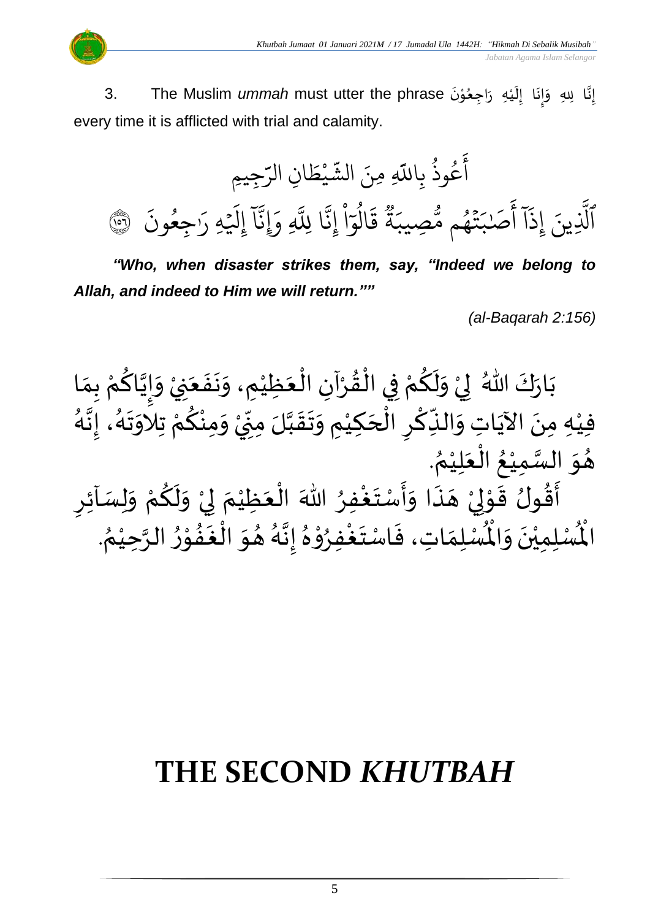3. The Muslim *ummah* must utter the phrase إِنَّا لِلهِ وَإِنَا إِلَيْهِ رَاجِعُوْنَ every time it is afflicted with trial and calamity.

أَعُوذُ بِاللَّهِ مِنَ الشَّيْطَانِ الرَّجِيمِ

ٱلَّذِينَ إِذَآ أَصَٰبَتۡهُم مُّصِيبَةٞ قَالُوٓاْ إِنَّا لِلَّهِ وَإِنَّآ إِلَيۡهِ رَٰجِعُونَ ﴿١٥٦﴾

***"Who, when disaster strikes them, say, "Indeed we belong to Allah, and indeed to Him we will return.""***

*(al-Baqarah 2:156)*

بَارَكَ اللهُ لِيْ وَلَكُمْ فِي الْقُرْآنِ الْعَظِيْمِ، وَنَفَعَنِيْ وَإِيَّاكُمْ بِمَا فِيْهِ مِنَ الآيَاتِ وَالذِّكْرِ الْحَكِيْمِ وَتَقَبَّلَ مِنِّيْ وَمِنْكُمْ تِلاوَتَهُ، إِنَّهُ هُوَ السَّمِيْعُ الْعَلِيْمُ.

أَقُولُ قَوْلِيْ هَذَا وَأَسْتَغْفِرُ اللهَ الْعَظِيْمَ لِيْ وَلَكُمْ وَلِسَآئِرِ الْمُسْلِمِيْنَ وَالْمُسْلِمَاتِ، فَاسْتَغْفِرُوْهُ إِنَّهُ هُوَ الْغَفُوْرُ الرَّحِيْمُ.

# THE SECOND *KHUTBAH*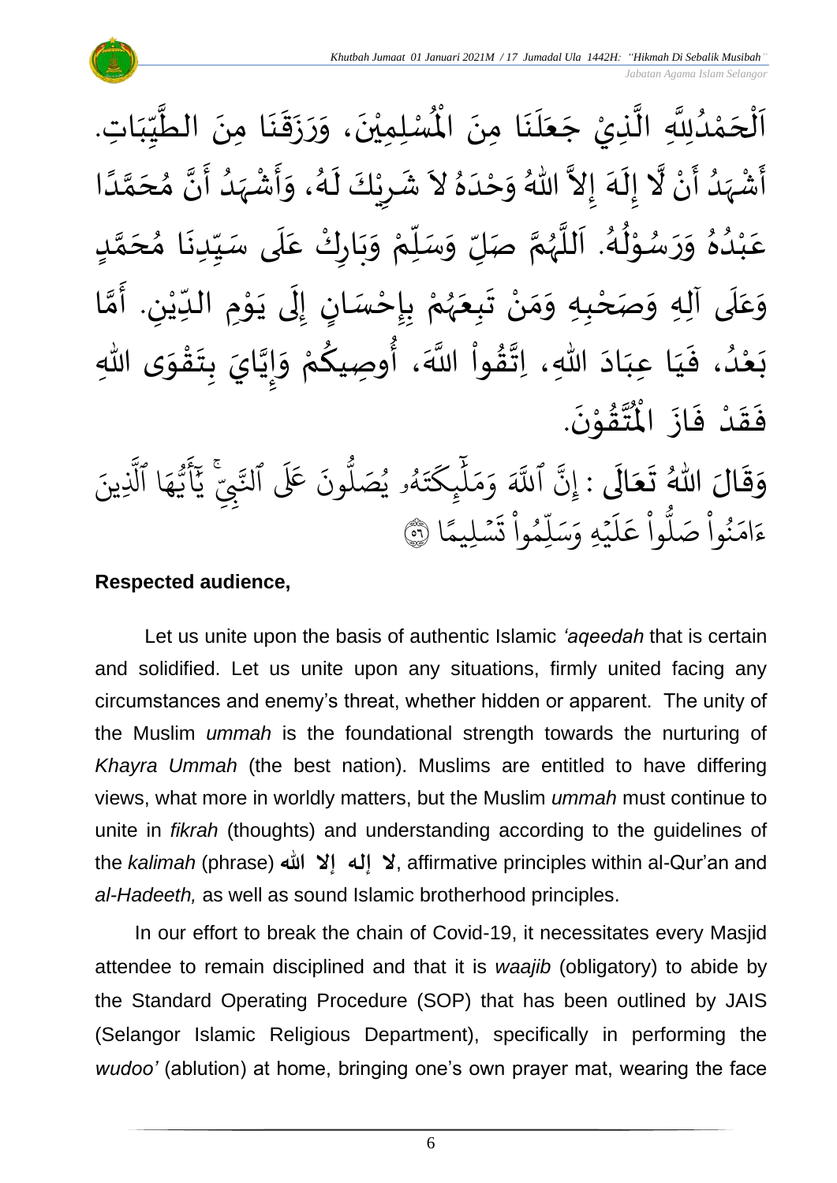اَلْحَمْدُلِلَّهِ الَّذِيْ جَعَلَنَا مِنَ الْمُسْلِمِيْنَ، وَرَزَقَنَا مِنَ الطَّيِّبَاتِ. أَشْهَدُ أَنْ لَّا إِلَهَ إِلاَّ اللهُ وَحْدَهُ لاَ شَرِيْكَ لَهُ، وَأَشْهَدُ أَنَّ مُحَمَّدًا عَبْدُهُ وَرَسُوْلُهُ. اَللَّهُمَّ صَلِّ وَسَلِّمْ وَبَارِكْ عَلَى سَيِّدِنَا مُحَمَّدٍ وَعَلَى آلِهِ وَصَحْبِهِ وَمَنْ تَبِعَهُمْ بِإِحْسَانٍ إِلَى يَوْمِ الدِّيْنِ. أَمَّا بَعْدُ، فَيَا عِبَادَ اللهِ، اِتَّقُواْ اللَّهَ، أُوصِيكُمْ وَإِيَّايَ بِتَقْوَى اللهِ فَقَدْ فَازَ الْمُتَّقُوْنَ.

وَقَالَ اللهُ تَعَالَى : إِنَّ ٱللَّهَ وَمَلَٰٓئِكَتَهُۥ يُصَلُّونَ عَلَى ٱلنَّبِيِّۚ يَٰٓأَيُّهَا ٱلَّذِينَ ءَامَنُواْ صَلُّواْ عَلَيۡهِ وَسَلِّمُواْ تَسۡلِيمًا ﴿٥٦﴾

**Respected audience,**

Let us unite upon the basis of authentic Islamic *'aqeedah* that is certain and solidified. Let us unite upon any situations, firmly united facing any circumstances and enemy's threat, whether hidden or apparent. The unity of the Muslim *ummah* is the foundational strength towards the nurturing of *Khayra Ummah* (the best nation). Muslims are entitled to have differing views, what more in worldly matters, but the Muslim *ummah* must continue to unite in *fikrah* (thoughts) and understanding according to the guidelines of the *kalimah* (phrase) **لا إله إلا الله**, affirmative principles within al-Qur'an and *al-Hadeeth,* as well as sound Islamic brotherhood principles.

In our effort to break the chain of Covid-19, it necessitates every Masjid attendee to remain disciplined and that it is *waajib* (obligatory) to abide by the Standard Operating Procedure (SOP) that has been outlined by JAIS (Selangor Islamic Religious Department), specifically in performing the *wudoo'* (ablution) at home, bringing one's own prayer mat, wearing the face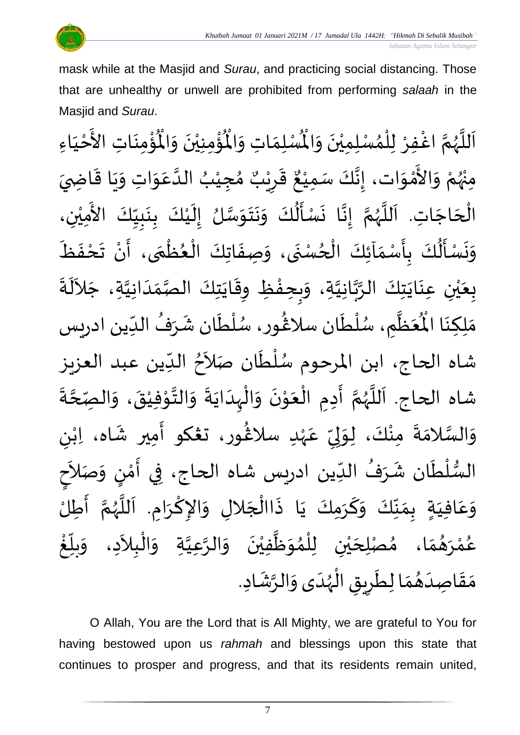mask while at the Masjid and *Surau*, and practicing social distancing. Those that are unhealthy or unwell are prohibited from performing *salaah* in the Masjid and *Surau*.

اَللَّهُمَّ اغْفِرْ لِلْمُسْلِمِيْنَ وَالْمُسْلِمَاتِ وَالْمُؤْمِنِيْنَ وَالْمُؤْمِنَاتِ الأَحْيَاءِ مِنْهُمْ وَالأَمْوَات، إِنَّكَ سَمِيْعٌ قَرِيْبٌ مُجِيْبُ الدَّعَوَاتِ وَيَا قَاضِيَ الْحَاجَاتِ. اَللَّهُمَّ إِنَّا نَسْأَلُكَ وَنَتَوَسَّلُ إِلَيْكَ بِنَبِيِّكَ الأَمِيْنِ، وَنَسْأَلُكَ بِأَسْمَآئِكَ الْحُسْنَى، وَصِفَاتِكَ الْعُظْمَى، أَنْ تَحْفَظَ بِعَيْنِ عِنَايَتِكَ الرَّبَّانِيَّةِ، وَبِحِفْظِ وِقَايَتِكَ الصَّمَدَانِيَّةِ، جَلاَلَةَ مَلِكِنَا الْمُعَظَّمِ، سُلْطَان سلاڠُور، سُلْطَان شَرَفُ الدِّين ادريس شاه الحاج، ابن المرحوم سُلْطَان صَلاَحُ الدِّين عبد العزيز شاه الحاج. اَللَّهُمَّ أَدِمِ الْعَوْنَ وَالْهِدَايَةَ وَالتَّوْفِيْقَ، وَالصِّحَّةَ وَالسَّلامَةَ مِنْكَ، لِوَلِيِّ عَهْدِ سلاڠُور، تڠكو أَمير شَاه، اِبْنِ السُّلْطَان شَرَفُ الدِّين ادريس شاه الحاج، فِي أَمْنٍ وَصَلاَحٍ وَعَافِيَةٍ بِمَنِّكَ وَكَرَمِكَ يَا ذَاالْجَلالِ وَالإِكْرَامِ. اَللَّهُمَّ أَطِلْ عُمْرَهُمَا، مُصْلِحَيْنِ لِلْمُوَظَّفِيْنَ وَالرَّعِيَّةِ وَالْبِلاَدِ، وَبلِّغْ مَقَاصِدَهُمَا لِطَرِيقِ الْهُدَى وَالرَّشَادِ.

O Allah, You are the Lord that is All Mighty, we are grateful to You for having bestowed upon us *rahmah* and blessings upon this state that continues to prosper and progress, and that its residents remain united,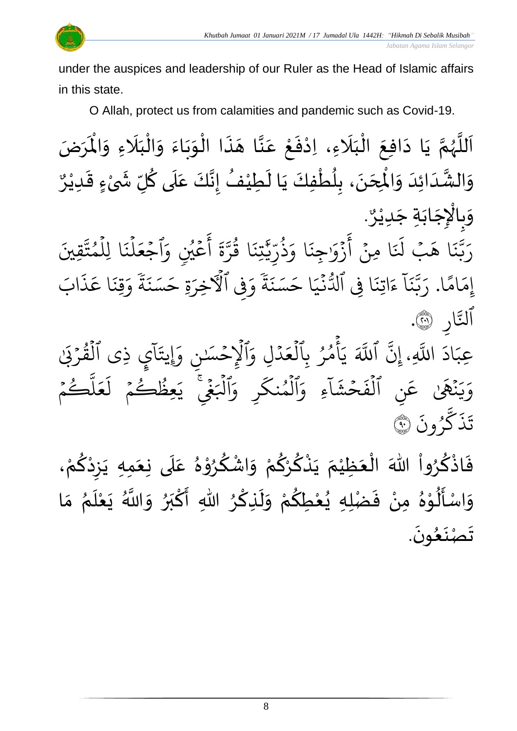under the auspices and leadership of our Ruler as the Head of Islamic affairs in this state.

O Allah, protect us from calamities and pandemic such as Covid-19.

اَللَّهُمَّ يَا دَافِعَ الْبَلَاءِ، اِدْفَعْ عَنَّا هَذَا الْوَبَاءَ وَالْبَلَاءِ وَالْمَرَضَ وَالشَّدَائِدَ وَالْمِحَنَ، بِلُطْفِكَ يَا لَطِيْفُ إِنَّكَ عَلَى كُلِّ شَيْءٍ قَدِيْرٌ وَبِالْإِجَابَةِ جَدِيْرٌ.

رَبَّنَا هَبْ لَنَا مِنْ أَزْوَٰجِنَا وَذُرِّيَّٰتِنَا قُرَّةَ أَعْيُنٍ وَٱجْعَلْنَا لِلْمُتَّقِينَ إِمَامًا. رَبَّنَآ ءَاتِنَا فِى ٱلدُّنْيَا حَسَنَةً وَفِى ٱلْءَاخِرَةِ حَسَنَةً وَقِنَا عَذَابَ ٱلنَّارِ ﴿٢٠١﴾.

عِبَادَ اللَّهِ، إِنَّ ٱللَّهَ يَأْمُرُ بِٱلْعَدْلِ وَٱلْإِحْسَٰنِ وَإِيتَآيِٕ ذِى ٱلْقُرْبَىٰ وَيَنْهَىٰ عَنِ ٱلْفَحْشَآءِ وَٱلْمُنكَرِ وَٱلْبَغْىِ ۚ يَعِظُكُمْ لَعَلَّكُمْ تَذَكَّرُونَ ﴿٩٠﴾

فَاذْكُرُواْ اللهَ الْعَظِيْمَ يَذْكُرْكُمْ وَاشْكُرُوْهُ عَلَى نِعَمِهِ يَزِدْكُمْ، وَاسْأَلُوْهُ مِنْ فَضْلِهِ يُعْطِكُمْ وَلَذِكْرُ اللهِ أَكْبَرُ وَاللَّهُ يَعْلَمُ مَا تَصْنَعُونَ.